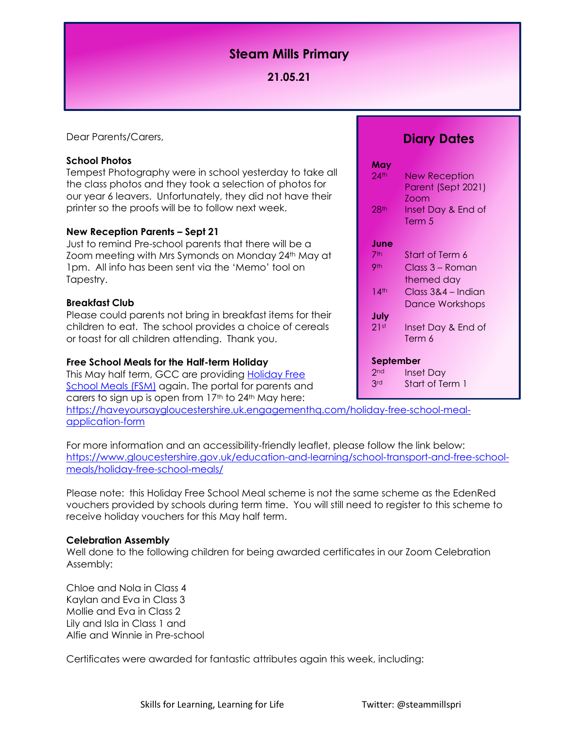# Steam Mills Primary

**21.05.21**

Dear Parents/Carers,

**School Photos**

Tempest Photography were in school yesterday to take all the class photos and they took a selection of photos for our year 6 leavers. Unfortunately, they did not have their printer so the proofs will be to follow next week.

**New Reception Parents – Sept 21**

Just to remind Pre-school parents that there will be a Zoom meeting with Mrs Symonds on Monday 24th May at 1pm. All info has been sent via the 'Memo' tool on Tapestry.

**Breakfast Club**

Please could parents not bring in breakfast items for their children to eat. The school provides a choice of cereals or toast for all children attending. Thank you.

**Free School Meals for the Half-term Holiday**

This May half term, GCC are providing Holiday Free School Meals (FSM) again. The portal for parents and carers to sign up is open from 17th to 24th May here: https://haveyoursaygloucestershire.uk.engagementhq.com/holiday-free-school-meal-application-form

For more information and an accessibility-friendly leaflet, please follow the link below: https://www.gloucestershire.gov.uk/education-and-learning/school-transport-and-free-school-meals/holiday-free-school-meals/

Please note: this Holiday Free School Meal scheme is not the same scheme as the EdenRed vouchers provided by schools during term time. You will still need to register to this scheme to receive holiday vouchers for this May half term.

**Celebration Assembly**

Well done to the following children for being awarded certificates in our Zoom Celebration Assembly:

Chloe and Nola in Class 4
Kaylan and Eva in Class 3
Mollie and Eva in Class 2
Lily and Isla in Class 1 and
Alfie and Winnie in Pre-school

Certificates were awarded for fantastic attributes again this week, including:

## Diary Dates

**May**

| | |
|---|---|
| 24th | New Reception Parent (Sept 2021) Zoom |
| 28th | Inset Day & End of Term 5 |

**June**

| | |
|---|---|
| 7th | Start of Term 6 |
| 9th | Class 3 – Roman themed day |
| 14th | Class 3&4 – Indian Dance Workshops |

**July**

| | |
|---|---|
| 21st | Inset Day & End of Term 6 |

**September**

| | |
|---|---|
| 2nd | Inset Day |
| 3rd | Start of Term 1 |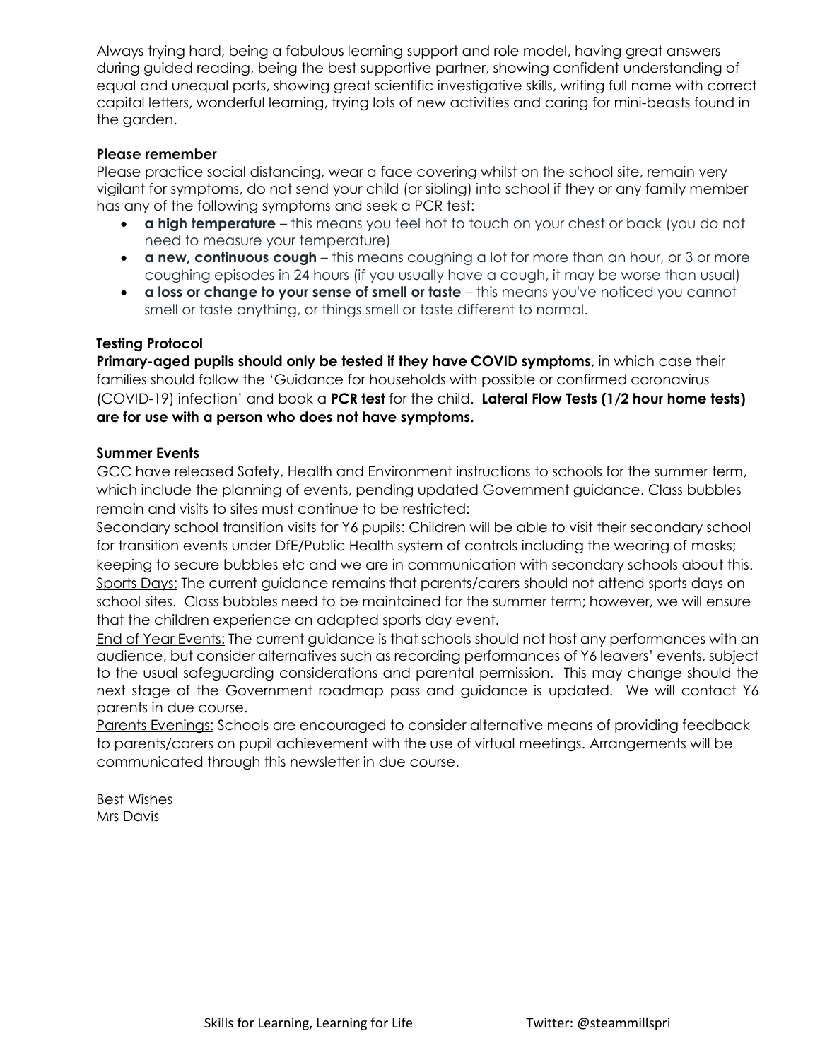Always trying hard, being a fabulous learning support and role model, having great answers during guided reading, being the best supportive partner, showing confident understanding of equal and unequal parts, showing great scientific investigative skills, writing full name with correct capital letters, wonderful learning, trying lots of new activities and caring for mini-beasts found in the garden.

**Please remember**

Please practice social distancing, wear a face covering whilst on the school site, remain very vigilant for symptoms, do not send your child (or sibling) into school if they or any family member has any of the following symptoms and seek a PCR test:

- **a high temperature** – this means you feel hot to touch on your chest or back (you do not need to measure your temperature)
- **a new, continuous cough** – this means coughing a lot for more than an hour, or 3 or more coughing episodes in 24 hours (if you usually have a cough, it may be worse than usual)
- **a loss or change to your sense of smell or taste** – this means you've noticed you cannot smell or taste anything, or things smell or taste different to normal.

**Testing Protocol**

**Primary-aged pupils should only be tested if they have COVID symptoms**, in which case their families should follow the 'Guidance for households with possible or confirmed coronavirus (COVID-19) infection' and book a **PCR test** for the child. **Lateral Flow Tests (1/2 hour home tests) are for use with a person who does not have symptoms.**

**Summer Events**

GCC have released Safety, Health and Environment instructions to schools for the summer term, which include the planning of events, pending updated Government guidance. Class bubbles remain and visits to sites must continue to be restricted:

Secondary school transition visits for Y6 pupils: Children will be able to visit their secondary school for transition events under DfE/Public Health system of controls including the wearing of masks; keeping to secure bubbles etc and we are in communication with secondary schools about this.

Sports Days: The current guidance remains that parents/carers should not attend sports days on school sites. Class bubbles need to be maintained for the summer term; however, we will ensure that the children experience an adapted sports day event.

End of Year Events: The current guidance is that schools should not host any performances with an audience, but consider alternatives such as recording performances of Y6 leavers' events, subject to the usual safeguarding considerations and parental permission. This may change should the next stage of the Government roadmap pass and guidance is updated. We will contact Y6 parents in due course.

Parents Evenings: Schools are encouraged to consider alternative means of providing feedback to parents/carers on pupil achievement with the use of virtual meetings. Arrangements will be communicated through this newsletter in due course.

Best Wishes
Mrs Davis